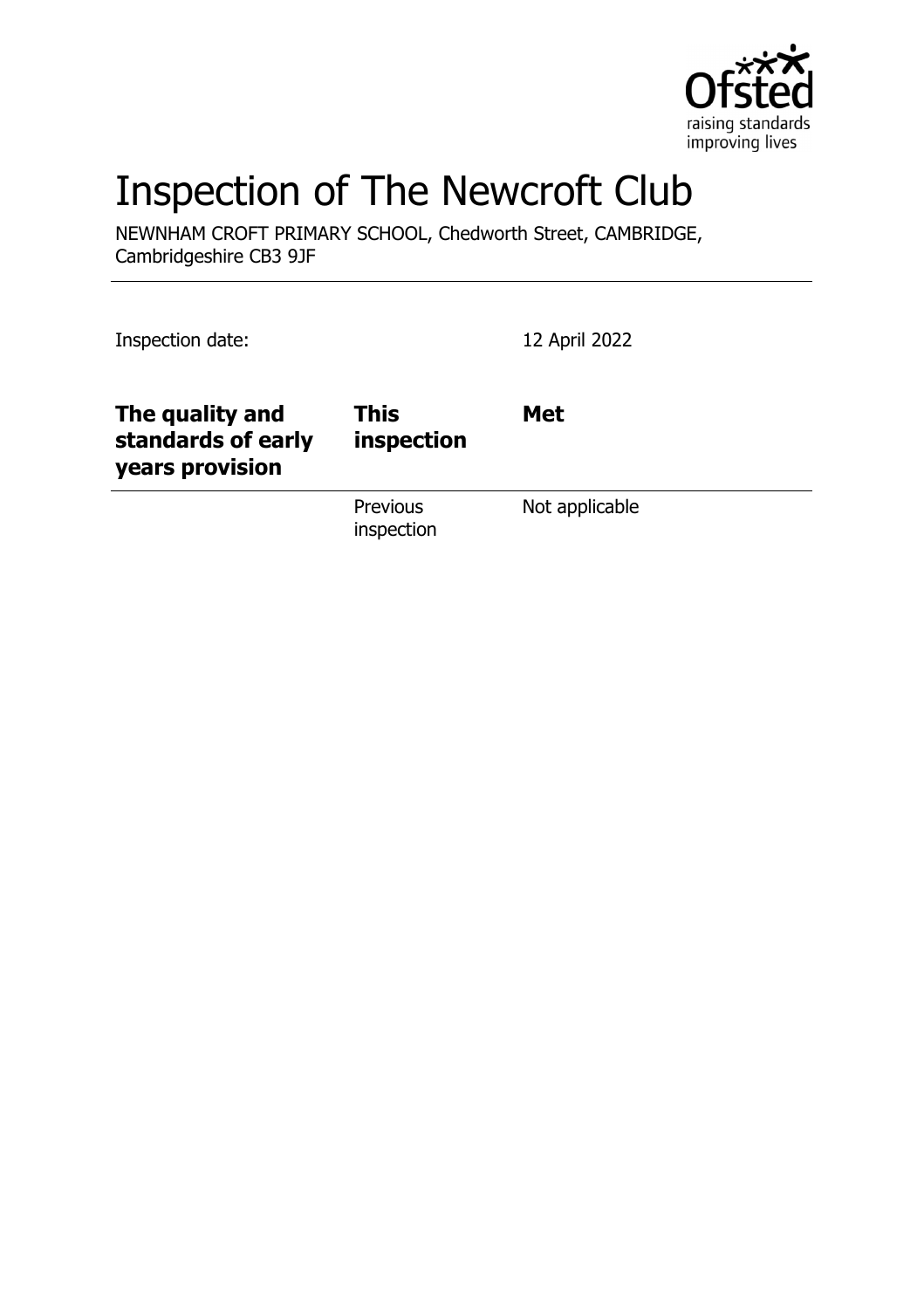# Inspection of The Newcroft Club

NEWNHAM CROFT PRIMARY SCHOOL, Chedworth Street, CAMBRIDGE, Cambridgeshire CB3 9JF

Inspection date: 12 April 2022

| The quality and standards of early years provision | This inspection | Met |
|---|---|---|
| | Previous inspection | Not applicable |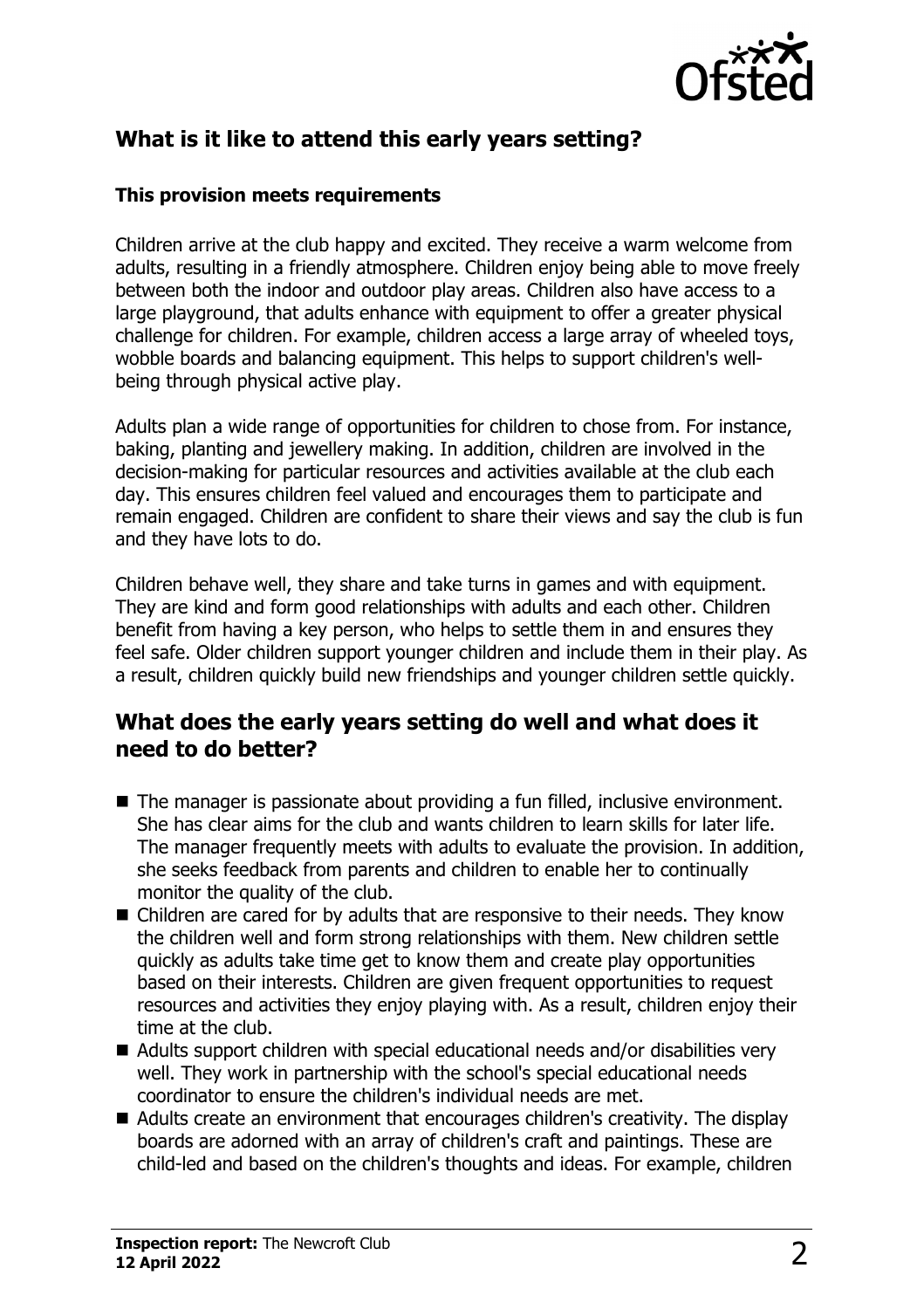## What is it like to attend this early years setting?

### This provision meets requirements

Children arrive at the club happy and excited. They receive a warm welcome from adults, resulting in a friendly atmosphere. Children enjoy being able to move freely between both the indoor and outdoor play areas. Children also have access to a large playground, that adults enhance with equipment to offer a greater physical challenge for children. For example, children access a large array of wheeled toys, wobble boards and balancing equipment. This helps to support children's well-being through physical active play.

Adults plan a wide range of opportunities for children to chose from. For instance, baking, planting and jewellery making. In addition, children are involved in the decision-making for particular resources and activities available at the club each day. This ensures children feel valued and encourages them to participate and remain engaged. Children are confident to share their views and say the club is fun and they have lots to do.

Children behave well, they share and take turns in games and with equipment. They are kind and form good relationships with adults and each other. Children benefit from having a key person, who helps to settle them in and ensures they feel safe. Older children support younger children and include them in their play. As a result, children quickly build new friendships and younger children settle quickly.

## What does the early years setting do well and what does it need to do better?

- The manager is passionate about providing a fun filled, inclusive environment. She has clear aims for the club and wants children to learn skills for later life. The manager frequently meets with adults to evaluate the provision. In addition, she seeks feedback from parents and children to enable her to continually monitor the quality of the club.
- Children are cared for by adults that are responsive to their needs. They know the children well and form strong relationships with them. New children settle quickly as adults take time get to know them and create play opportunities based on their interests. Children are given frequent opportunities to request resources and activities they enjoy playing with. As a result, children enjoy their time at the club.
- Adults support children with special educational needs and/or disabilities very well. They work in partnership with the school's special educational needs coordinator to ensure the children's individual needs are met.
- Adults create an environment that encourages children's creativity. The display boards are adorned with an array of children's craft and paintings. These are child-led and based on the children's thoughts and ideas. For example, children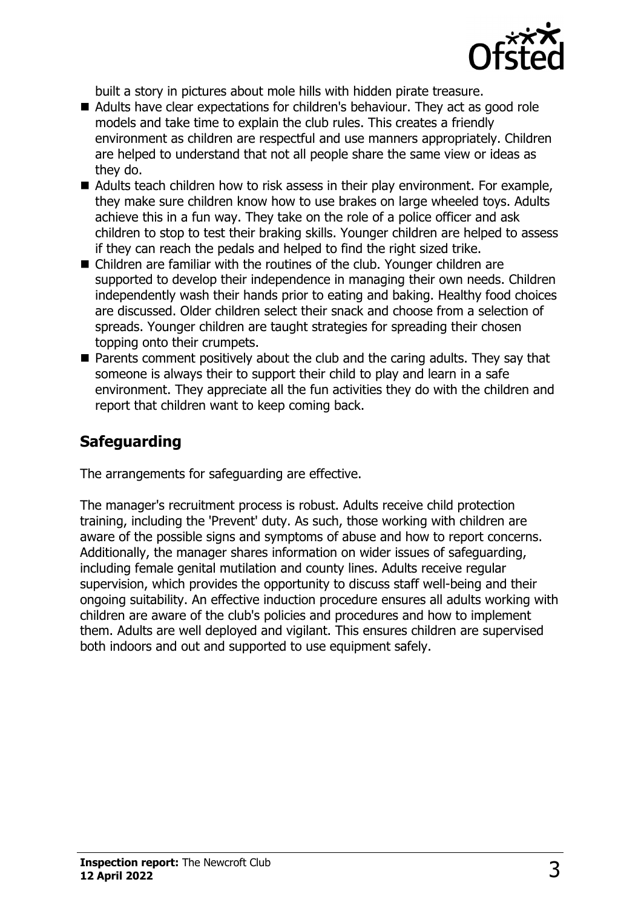built a story in pictures about mole hills with hidden pirate treasure.

- Adults have clear expectations for children's behaviour. They act as good role models and take time to explain the club rules. This creates a friendly environment as children are respectful and use manners appropriately. Children are helped to understand that not all people share the same view or ideas as they do.
- Adults teach children how to risk assess in their play environment. For example, they make sure children know how to use brakes on large wheeled toys. Adults achieve this in a fun way. They take on the role of a police officer and ask children to stop to test their braking skills. Younger children are helped to assess if they can reach the pedals and helped to find the right sized trike.
- Children are familiar with the routines of the club. Younger children are supported to develop their independence in managing their own needs. Children independently wash their hands prior to eating and baking. Healthy food choices are discussed. Older children select their snack and choose from a selection of spreads. Younger children are taught strategies for spreading their chosen topping onto their crumpets.
- Parents comment positively about the club and the caring adults. They say that someone is always their to support their child to play and learn in a safe environment. They appreciate all the fun activities they do with the children and report that children want to keep coming back.

## Safeguarding

The arrangements for safeguarding are effective.

The manager's recruitment process is robust. Adults receive child protection training, including the 'Prevent' duty. As such, those working with children are aware of the possible signs and symptoms of abuse and how to report concerns. Additionally, the manager shares information on wider issues of safeguarding, including female genital mutilation and county lines. Adults receive regular supervision, which provides the opportunity to discuss staff well-being and their ongoing suitability. An effective induction procedure ensures all adults working with children are aware of the club's policies and procedures and how to implement them. Adults are well deployed and vigilant. This ensures children are supervised both indoors and out and supported to use equipment safely.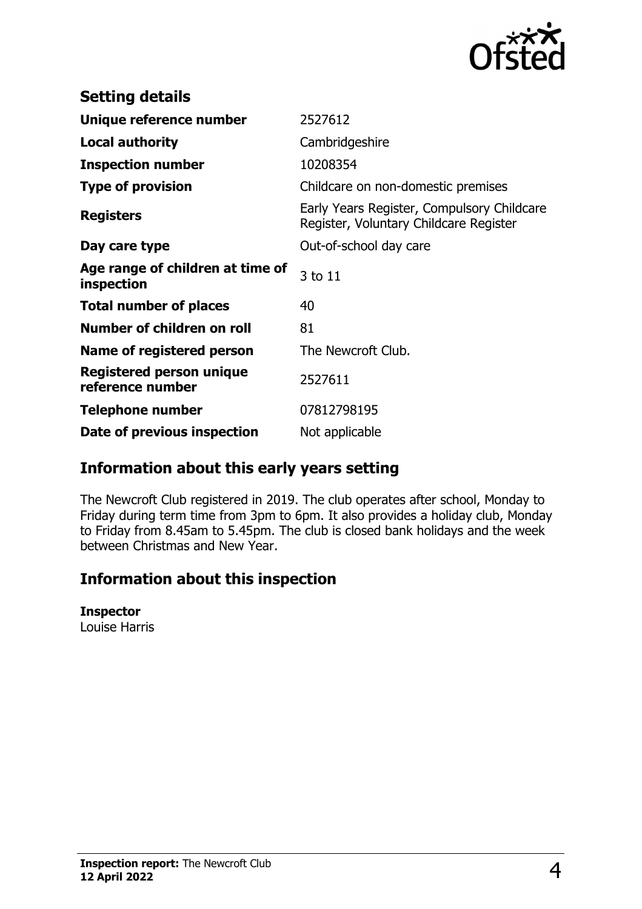## Setting details

| | |
|---|---|
| **Unique reference number** | 2527612 |
| **Local authority** | Cambridgeshire |
| **Inspection number** | 10208354 |
| **Type of provision** | Childcare on non-domestic premises |
| **Registers** | Early Years Register, Compulsory Childcare Register, Voluntary Childcare Register |
| **Day care type** | Out-of-school day care |
| **Age range of children at time of inspection** | 3 to 11 |
| **Total number of places** | 40 |
| **Number of children on roll** | 81 |
| **Name of registered person** | The Newcroft Club. |
| **Registered person unique reference number** | 2527611 |
| **Telephone number** | 07812798195 |
| **Date of previous inspection** | Not applicable |

## Information about this early years setting

The Newcroft Club registered in 2019. The club operates after school, Monday to Friday during term time from 3pm to 6pm. It also provides a holiday club, Monday to Friday from 8.45am to 5.45pm. The club is closed bank holidays and the week between Christmas and New Year.

## Information about this inspection

**Inspector**
Louise Harris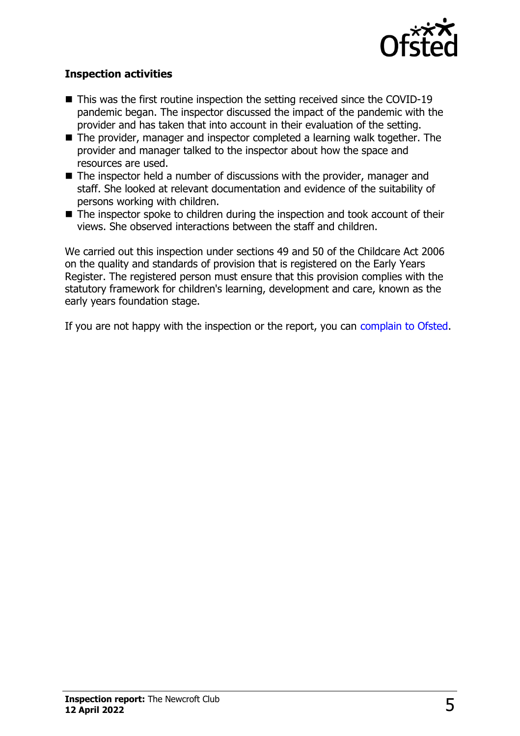### Inspection activities

- This was the first routine inspection the setting received since the COVID-19 pandemic began. The inspector discussed the impact of the pandemic with the provider and has taken that into account in their evaluation of the setting.
- The provider, manager and inspector completed a learning walk together. The provider and manager talked to the inspector about how the space and resources are used.
- The inspector held a number of discussions with the provider, manager and staff. She looked at relevant documentation and evidence of the suitability of persons working with children.
- The inspector spoke to children during the inspection and took account of their views. She observed interactions between the staff and children.

We carried out this inspection under sections 49 and 50 of the Childcare Act 2006 on the quality and standards of provision that is registered on the Early Years Register. The registered person must ensure that this provision complies with the statutory framework for children's learning, development and care, known as the early years foundation stage.

If you are not happy with the inspection or the report, you can complain to Ofsted.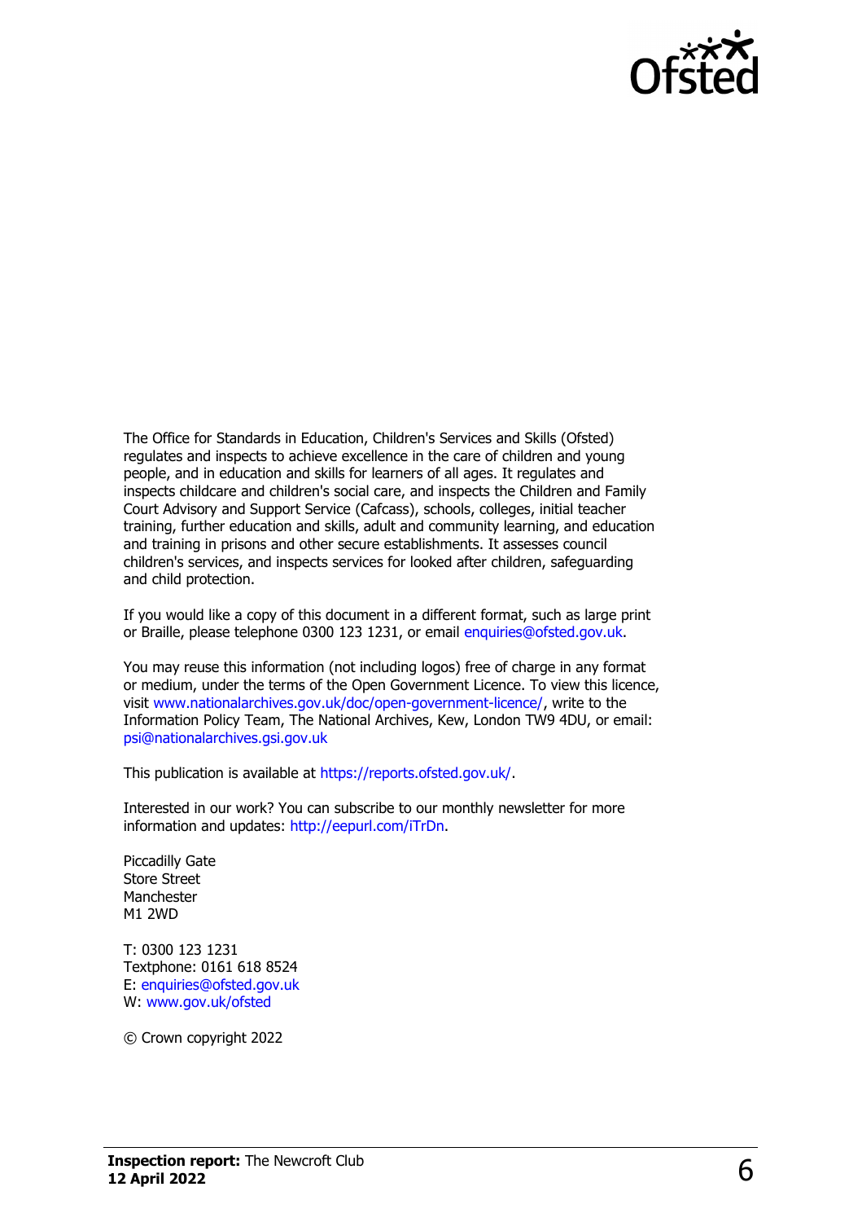The Office for Standards in Education, Children's Services and Skills (Ofsted) regulates and inspects to achieve excellence in the care of children and young people, and in education and skills for learners of all ages. It regulates and inspects childcare and children's social care, and inspects the Children and Family Court Advisory and Support Service (Cafcass), schools, colleges, initial teacher training, further education and skills, adult and community learning, and education and training in prisons and other secure establishments. It assesses council children's services, and inspects services for looked after children, safeguarding and child protection.

If you would like a copy of this document in a different format, such as large print or Braille, please telephone 0300 123 1231, or email enquiries@ofsted.gov.uk.

You may reuse this information (not including logos) free of charge in any format or medium, under the terms of the Open Government Licence. To view this licence, visit www.nationalarchives.gov.uk/doc/open-government-licence/, write to the Information Policy Team, The National Archives, Kew, London TW9 4DU, or email: psi@nationalarchives.gsi.gov.uk

This publication is available at https://reports.ofsted.gov.uk/.

Interested in our work? You can subscribe to our monthly newsletter for more information and updates: http://eepurl.com/iTrDn.

Piccadilly Gate
Store Street
Manchester
M1 2WD

T: 0300 123 1231
Textphone: 0161 618 8524
E: enquiries@ofsted.gov.uk
W: www.gov.uk/ofsted

© Crown copyright 2022